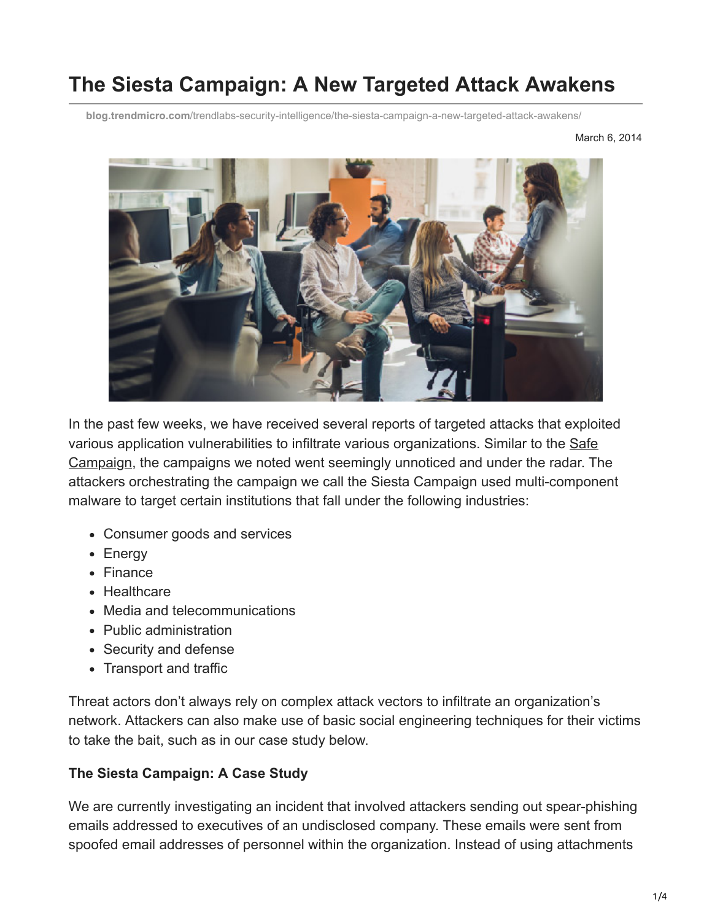# The Siesta Campaign: A New Targeted Attack Awakens

blog.trendmicro.com/trendlabs-security-intelligence/the-siesta-campaign-a-new-targeted-attack-awakens/

March 6, 2014

In the past few weeks, we have received several reports of targeted attacks that exploited various application vulnerabilities to infiltrate various organizations. Similar to the Safe Campaign, the campaigns we noted went seemingly unnoticed and under the radar. The attackers orchestrating the campaign we call the Siesta Campaign used multi-component malware to target certain institutions that fall under the following industries:

- Consumer goods and services
- Energy
- Finance
- Healthcare
- Media and telecommunications
- Public administration
- Security and defense
- Transport and traffic

Threat actors don't always rely on complex attack vectors to infiltrate an organization's network. Attackers can also make use of basic social engineering techniques for their victims to take the bait, such as in our case study below.

**The Siesta Campaign: A Case Study**

We are currently investigating an incident that involved attackers sending out spear-phishing emails addressed to executives of an undisclosed company. These emails were sent from spoofed email addresses of personnel within the organization. Instead of using attachments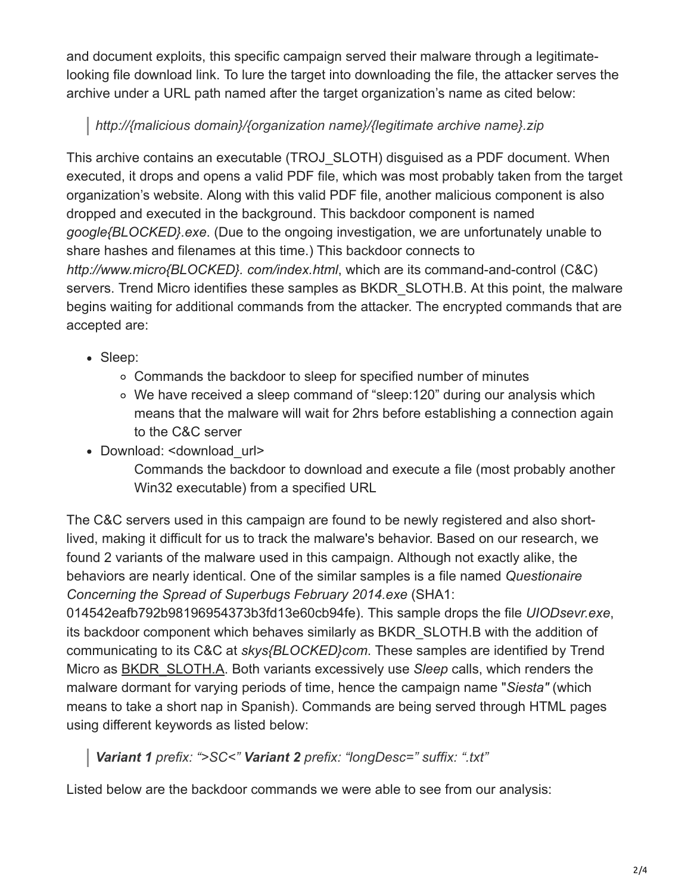and document exploits, this specific campaign served their malware through a legitimate-looking file download link. To lure the target into downloading the file, the attacker serves the archive under a URL path named after the target organization's name as cited below:

> *http://{malicious domain}/{organization name}/{legitimate archive name}.zip*

This archive contains an executable (TROJ_SLOTH) disguised as a PDF document. When executed, it drops and opens a valid PDF file, which was most probably taken from the target organization's website. Along with this valid PDF file, another malicious component is also dropped and executed in the background. This backdoor component is named *google{BLOCKED}.exe.* (Due to the ongoing investigation, we are unfortunately unable to share hashes and filenames at this time.) This backdoor connects to *http://www.micro{BLOCKED}. com/index.html*, which are its command-and-control (C&C) servers. Trend Micro identifies these samples as BKDR_SLOTH.B. At this point, the malware begins waiting for additional commands from the attacker. The encrypted commands that are accepted are:

- Sleep:
  - Commands the backdoor to sleep for specified number of minutes
  - We have received a sleep command of "sleep:120" during our analysis which means that the malware will wait for 2hrs before establishing a connection again to the C&C server
- Download: <download_url>
  
  Commands the backdoor to download and execute a file (most probably another Win32 executable) from a specified URL

The C&C servers used in this campaign are found to be newly registered and also short-lived, making it difficult for us to track the malware's behavior. Based on our research, we found 2 variants of the malware used in this campaign. Although not exactly alike, the behaviors are nearly identical. One of the similar samples is a file named *Questionaire Concerning the Spread of Superbugs February 2014.exe* (SHA1: 014542eafb792b98196954373b3fd13e60cb94fe). This sample drops the file *UIODsevr.exe*, its backdoor component which behaves similarly as BKDR_SLOTH.B with the addition of communicating to its C&C at *skys{BLOCKED}com*. These samples are identified by Trend Micro as BKDR_SLOTH.A. Both variants excessively use *Sleep* calls, which renders the malware dormant for varying periods of time, hence the campaign name "*Siesta"* (which means to take a short nap in Spanish). Commands are being served through HTML pages using different keywords as listed below:

> ***Variant 1*** *prefix: ">SC<"* ***Variant 2*** *prefix: "longDesc=" suffix: ".txt"*

Listed below are the backdoor commands we were able to see from our analysis: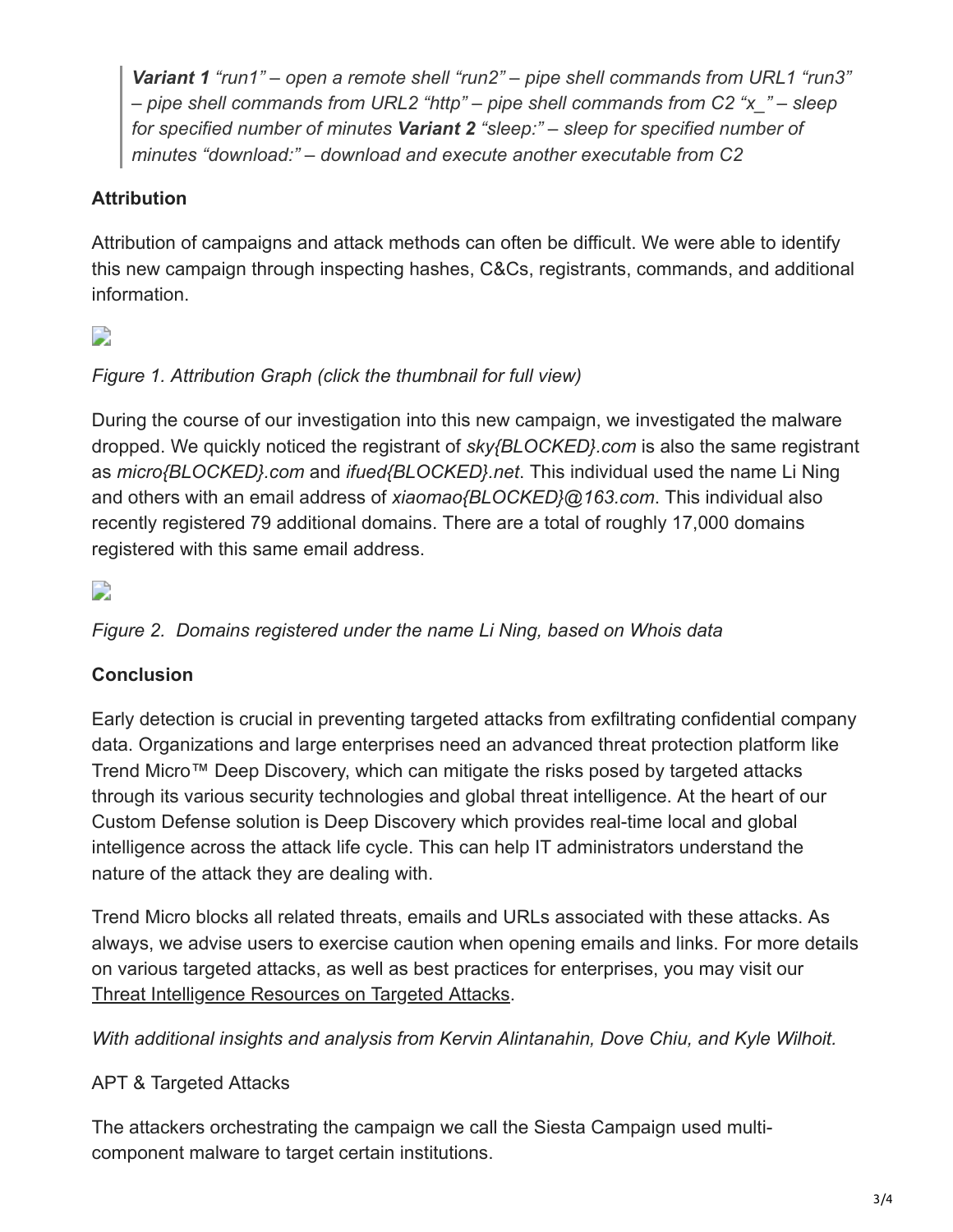> ***Variant 1*** *"run1" – open a remote shell "run2" – pipe shell commands from URL1 "run3" – pipe shell commands from URL2 "http" – pipe shell commands from C2 "x_" – sleep for specified number of minutes* ***Variant 2*** *"sleep:" – sleep for specified number of minutes "download:" – download and execute another executable from C2*

**Attribution**

Attribution of campaigns and attack methods can often be difficult. We were able to identify this new campaign through inspecting hashes, C&Cs, registrants, commands, and additional information.

*Figure 1. Attribution Graph (click the thumbnail for full view)*

During the course of our investigation into this new campaign, we investigated the malware dropped. We quickly noticed the registrant of *sky{BLOCKED}.com* is also the same registrant as *micro{BLOCKED}.com* and *ifued{BLOCKED}.net*. This individual used the name Li Ning and others with an email address of *xiaomao{BLOCKED}@163.com*. This individual also recently registered 79 additional domains. There are a total of roughly 17,000 domains registered with this same email address.

*Figure 2. Domains registered under the name Li Ning, based on Whois data*

**Conclusion**

Early detection is crucial in preventing targeted attacks from exfiltrating confidential company data. Organizations and large enterprises need an advanced threat protection platform like Trend Micro™ Deep Discovery, which can mitigate the risks posed by targeted attacks through its various security technologies and global threat intelligence. At the heart of our Custom Defense solution is Deep Discovery which provides real-time local and global intelligence across the attack life cycle. This can help IT administrators understand the nature of the attack they are dealing with.

Trend Micro blocks all related threats, emails and URLs associated with these attacks. As always, we advise users to exercise caution when opening emails and links. For more details on various targeted attacks, as well as best practices for enterprises, you may visit our Threat Intelligence Resources on Targeted Attacks.

*With additional insights and analysis from Kervin Alintanahin, Dove Chiu, and Kyle Wilhoit.*

APT & Targeted Attacks

The attackers orchestrating the campaign we call the Siesta Campaign used multi-component malware to target certain institutions.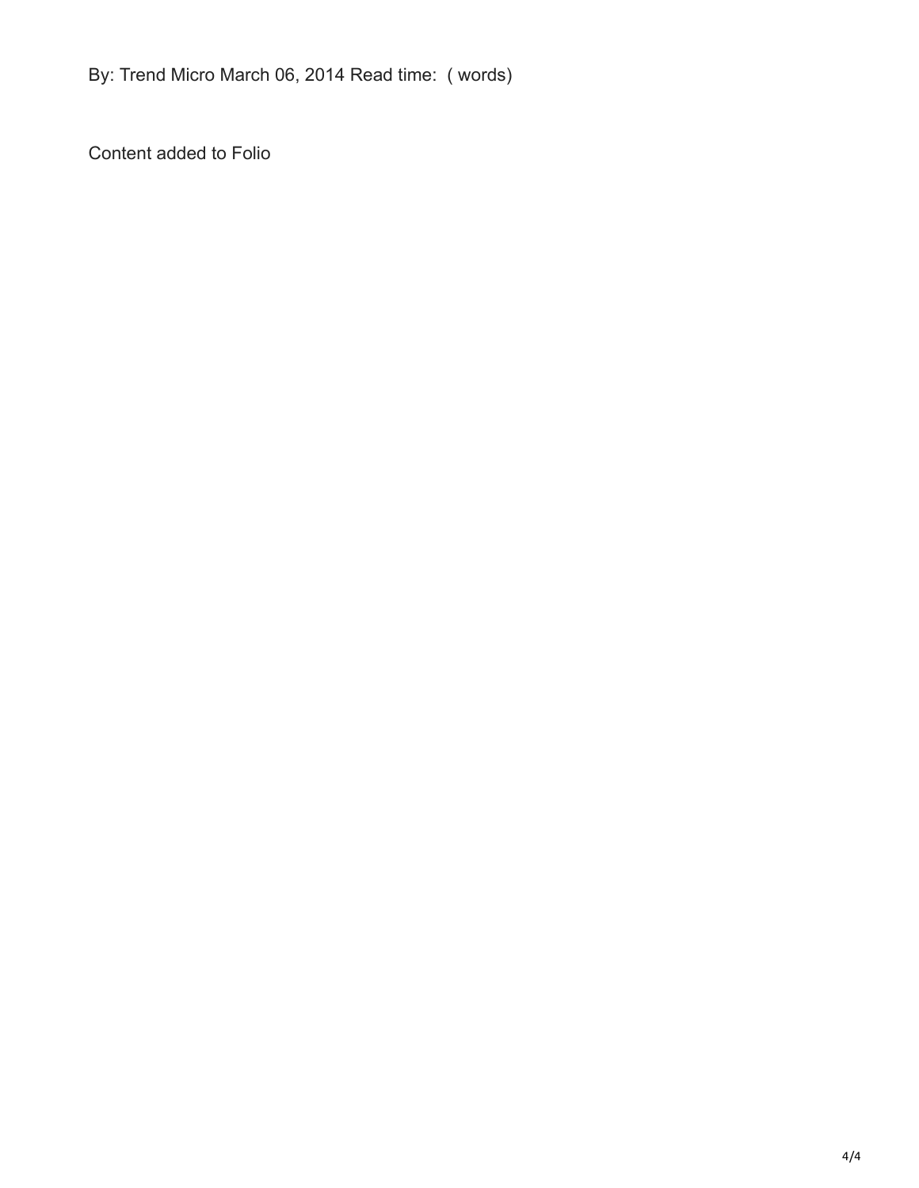By: Trend Micro March 06, 2014 Read time: ( words)

Content added to Folio